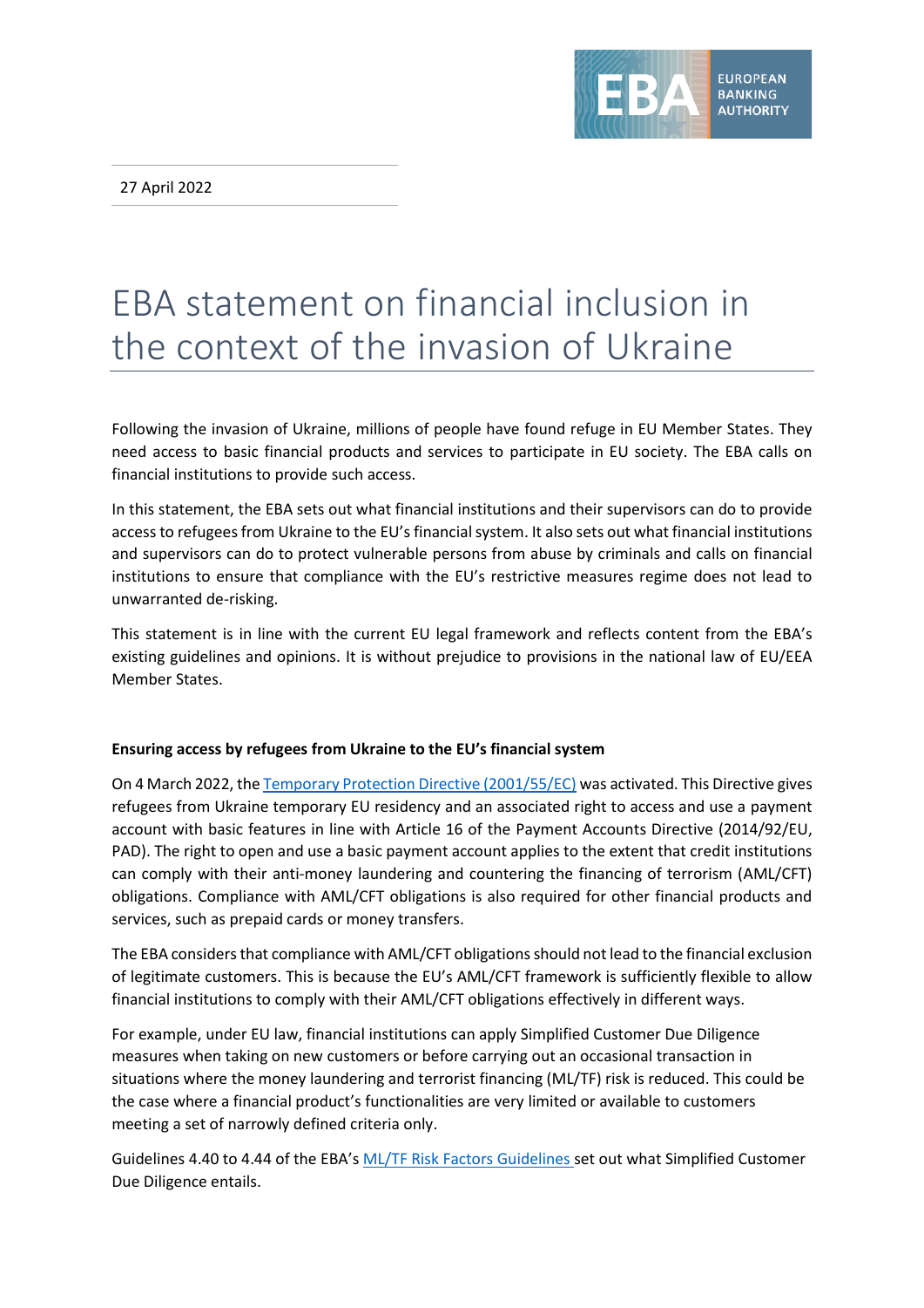27 April 2022

# EBA statement on financial inclusion in the context of the invasion of Ukraine

Following the invasion of Ukraine, millions of people have found refuge in EU Member States. They need access to basic financial products and services to participate in EU society. The EBA calls on financial institutions to provide such access.

In this statement, the EBA sets out what financial institutions and their supervisors can do to provide access to refugees from Ukraine to the EU's financial system. It also sets out what financial institutions and supervisors can do to protect vulnerable persons from abuse by criminals and calls on financial institutions to ensure that compliance with the EU's restrictive measures regime does not lead to unwarranted de-risking.

This statement is in line with the current EU legal framework and reflects content from the EBA's existing guidelines and opinions. It is without prejudice to provisions in the national law of EU/EEA Member States.

**Ensuring access by refugees from Ukraine to the EU's financial system**

On 4 March 2022, the Temporary Protection Directive (2001/55/EC) was activated. This Directive gives refugees from Ukraine temporary EU residency and an associated right to access and use a payment account with basic features in line with Article 16 of the Payment Accounts Directive (2014/92/EU, PAD). The right to open and use a basic payment account applies to the extent that credit institutions can comply with their anti-money laundering and countering the financing of terrorism (AML/CFT) obligations. Compliance with AML/CFT obligations is also required for other financial products and services, such as prepaid cards or money transfers.

The EBA considers that compliance with AML/CFT obligations should not lead to the financial exclusion of legitimate customers. This is because the EU's AML/CFT framework is sufficiently flexible to allow financial institutions to comply with their AML/CFT obligations effectively in different ways.

For example, under EU law, financial institutions can apply Simplified Customer Due Diligence measures when taking on new customers or before carrying out an occasional transaction in situations where the money laundering and terrorist financing (ML/TF) risk is reduced. This could be the case where a financial product's functionalities are very limited or available to customers meeting a set of narrowly defined criteria only.

Guidelines 4.40 to 4.44 of the EBA's ML/TF Risk Factors Guidelines set out what Simplified Customer Due Diligence entails.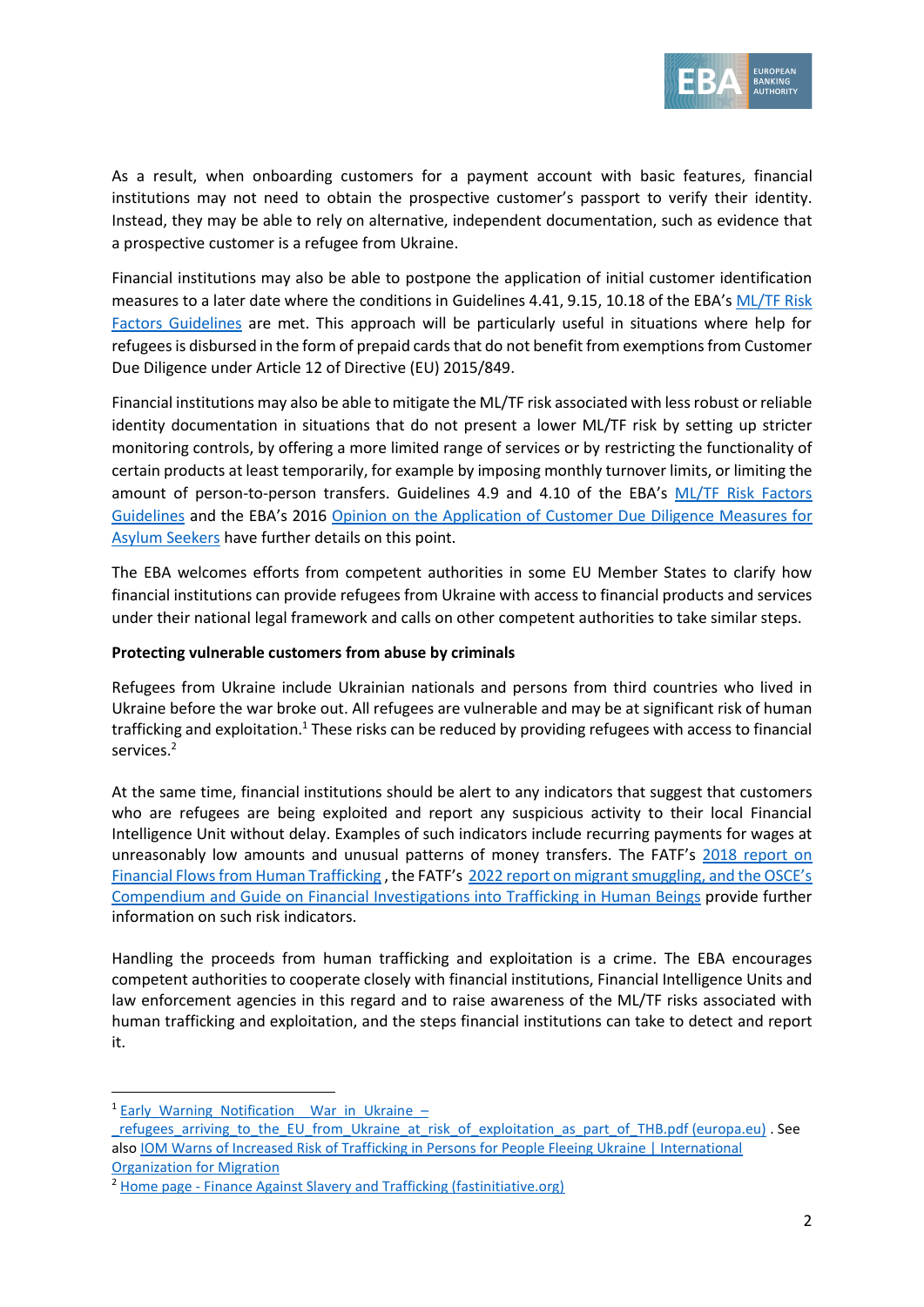As a result, when onboarding customers for a payment account with basic features, financial institutions may not need to obtain the prospective customer's passport to verify their identity. Instead, they may be able to rely on alternative, independent documentation, such as evidence that a prospective customer is a refugee from Ukraine.

Financial institutions may also be able to postpone the application of initial customer identification measures to a later date where the conditions in Guidelines 4.41, 9.15, 10.18 of the EBA's ML/TF Risk Factors Guidelines are met. This approach will be particularly useful in situations where help for refugees is disbursed in the form of prepaid cards that do not benefit from exemptions from Customer Due Diligence under Article 12 of Directive (EU) 2015/849.

Financial institutions may also be able to mitigate the ML/TF risk associated with less robust or reliable identity documentation in situations that do not present a lower ML/TF risk by setting up stricter monitoring controls, by offering a more limited range of services or by restricting the functionality of certain products at least temporarily, for example by imposing monthly turnover limits, or limiting the amount of person-to-person transfers. Guidelines 4.9 and 4.10 of the EBA's ML/TF Risk Factors Guidelines and the EBA's 2016 Opinion on the Application of Customer Due Diligence Measures for Asylum Seekers have further details on this point.

The EBA welcomes efforts from competent authorities in some EU Member States to clarify how financial institutions can provide refugees from Ukraine with access to financial products and services under their national legal framework and calls on other competent authorities to take similar steps.

**Protecting vulnerable customers from abuse by criminals**

Refugees from Ukraine include Ukrainian nationals and persons from third countries who lived in Ukraine before the war broke out. All refugees are vulnerable and may be at significant risk of human trafficking and exploitation.[1] These risks can be reduced by providing refugees with access to financial services.[2]

At the same time, financial institutions should be alert to any indicators that suggest that customers who are refugees are being exploited and report any suspicious activity to their local Financial Intelligence Unit without delay. Examples of such indicators include recurring payments for wages at unreasonably low amounts and unusual patterns of money transfers. The FATF's 2018 report on Financial Flows from Human Trafficking , the FATF's 2022 report on migrant smuggling, and the OSCE's Compendium and Guide on Financial Investigations into Trafficking in Human Beings provide further information on such risk indicators.

Handling the proceeds from human trafficking and exploitation is a crime. The EBA encourages competent authorities to cooperate closely with financial institutions, Financial Intelligence Units and law enforcement agencies in this regard and to raise awareness of the ML/TF risks associated with human trafficking and exploitation, and the steps financial institutions can take to detect and report it.

---

[1] Early Warning Notification War in Ukraine – _refugees_arriving_to_the_EU_from_Ukraine_at_risk_of_exploitation_as_part_of_THB.pdf (europa.eu) . See also IOM Warns of Increased Risk of Trafficking in Persons for People Fleeing Ukraine | International Organization for Migration

[2] Home page - Finance Against Slavery and Trafficking (fastinitiative.org)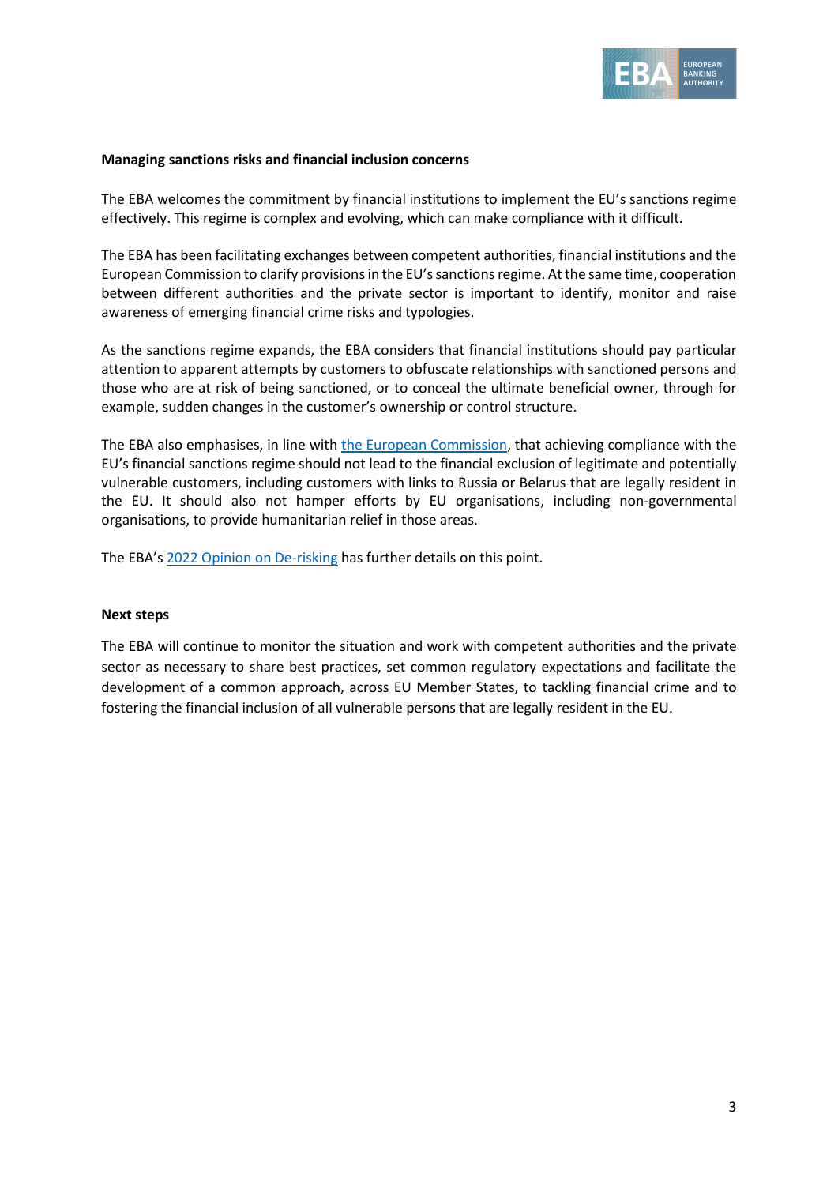**Managing sanctions risks and financial inclusion concerns**

The EBA welcomes the commitment by financial institutions to implement the EU's sanctions regime effectively. This regime is complex and evolving, which can make compliance with it difficult.

The EBA has been facilitating exchanges between competent authorities, financial institutions and the European Commission to clarify provisions in the EU's sanctions regime. At the same time, cooperation between different authorities and the private sector is important to identify, monitor and raise awareness of emerging financial crime risks and typologies.

As the sanctions regime expands, the EBA considers that financial institutions should pay particular attention to apparent attempts by customers to obfuscate relationships with sanctioned persons and those who are at risk of being sanctioned, or to conceal the ultimate beneficial owner, through for example, sudden changes in the customer's ownership or control structure.

The EBA also emphasises, in line with the European Commission, that achieving compliance with the EU's financial sanctions regime should not lead to the financial exclusion of legitimate and potentially vulnerable customers, including customers with links to Russia or Belarus that are legally resident in the EU. It should also not hamper efforts by EU organisations, including non-governmental organisations, to provide humanitarian relief in those areas.

The EBA's 2022 Opinion on De-risking has further details on this point.

**Next steps**

The EBA will continue to monitor the situation and work with competent authorities and the private sector as necessary to share best practices, set common regulatory expectations and facilitate the development of a common approach, across EU Member States, to tackling financial crime and to fostering the financial inclusion of all vulnerable persons that are legally resident in the EU.